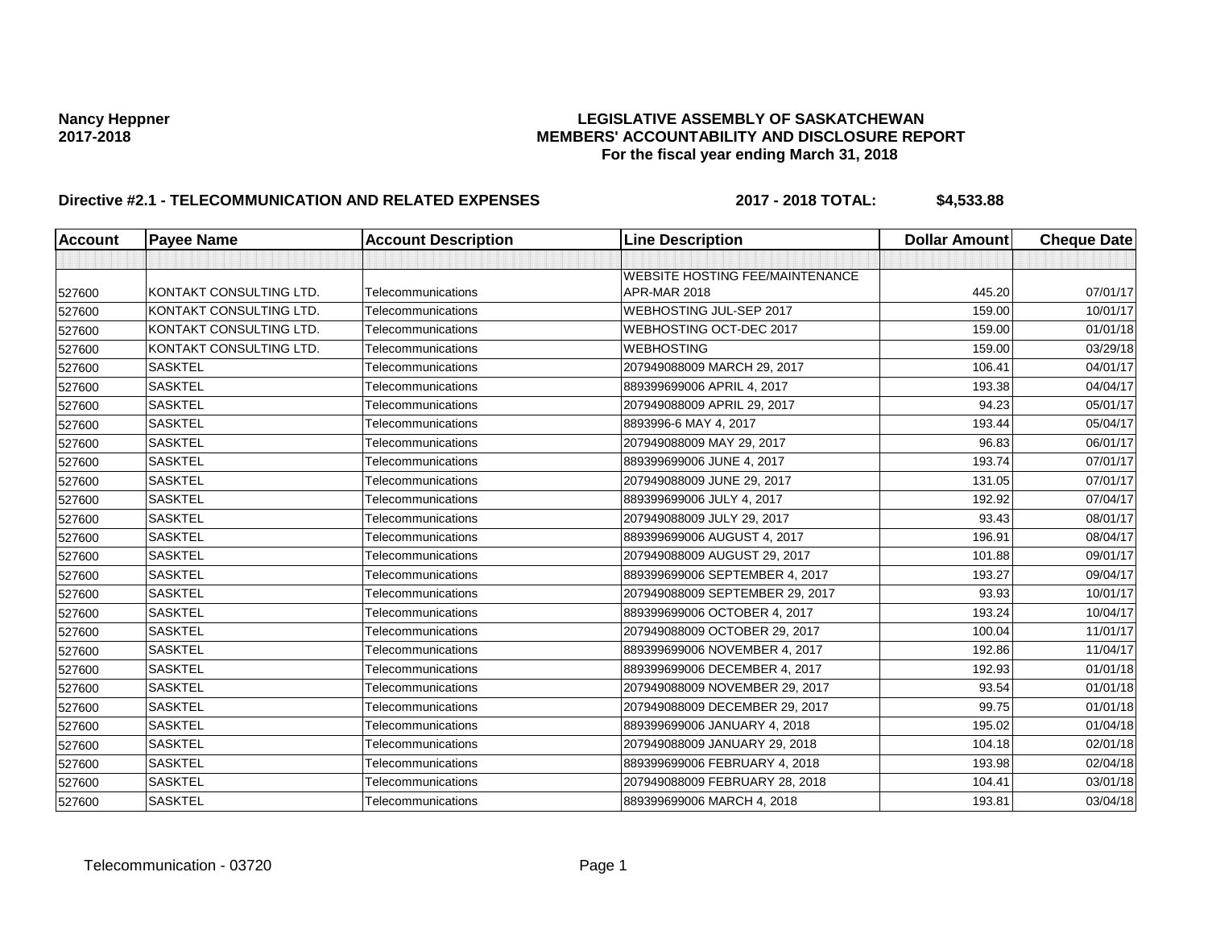**Nancy Heppner**
**2017-2018**

# LEGISLATIVE ASSEMBLY OF SASKATCHEWAN
## MEMBERS' ACCOUNTABILITY AND DISCLOSURE REPORT
### For the fiscal year ending March 31, 2018

**Directive #2.1 - TELECOMMUNICATION AND RELATED EXPENSES** **2017 - 2018 TOTAL: $4,533.88**

| Account | Payee Name | Account Description | Line Description | Dollar Amount | Cheque Date |
|---|---|---|---|---|---|
| | | | | | |
| 527600 | KONTAKT CONSULTING LTD. | Telecommunications | WEBSITE HOSTING FEE/MAINTENANCE APR-MAR 2018 | 445.20 | 07/01/17 |
| 527600 | KONTAKT CONSULTING LTD. | Telecommunications | WEBHOSTING JUL-SEP 2017 | 159.00 | 10/01/17 |
| 527600 | KONTAKT CONSULTING LTD. | Telecommunications | WEBHOSTING OCT-DEC 2017 | 159.00 | 01/01/18 |
| 527600 | KONTAKT CONSULTING LTD. | Telecommunications | WEBHOSTING | 159.00 | 03/29/18 |
| 527600 | SASKTEL | Telecommunications | 207949088009 MARCH 29, 2017 | 106.41 | 04/01/17 |
| 527600 | SASKTEL | Telecommunications | 889399699006 APRIL 4, 2017 | 193.38 | 04/04/17 |
| 527600 | SASKTEL | Telecommunications | 207949088009 APRIL 29, 2017 | 94.23 | 05/01/17 |
| 527600 | SASKTEL | Telecommunications | 8893996-6 MAY 4, 2017 | 193.44 | 05/04/17 |
| 527600 | SASKTEL | Telecommunications | 207949088009 MAY 29, 2017 | 96.83 | 06/01/17 |
| 527600 | SASKTEL | Telecommunications | 889399699006 JUNE 4, 2017 | 193.74 | 07/01/17 |
| 527600 | SASKTEL | Telecommunications | 207949088009 JUNE 29, 2017 | 131.05 | 07/01/17 |
| 527600 | SASKTEL | Telecommunications | 889399699006 JULY 4, 2017 | 192.92 | 07/04/17 |
| 527600 | SASKTEL | Telecommunications | 207949088009 JULY 29, 2017 | 93.43 | 08/01/17 |
| 527600 | SASKTEL | Telecommunications | 889399699006 AUGUST 4, 2017 | 196.91 | 08/04/17 |
| 527600 | SASKTEL | Telecommunications | 207949088009 AUGUST 29, 2017 | 101.88 | 09/01/17 |
| 527600 | SASKTEL | Telecommunications | 889399699006 SEPTEMBER 4, 2017 | 193.27 | 09/04/17 |
| 527600 | SASKTEL | Telecommunications | 207949088009 SEPTEMBER 29, 2017 | 93.93 | 10/01/17 |
| 527600 | SASKTEL | Telecommunications | 889399699006 OCTOBER 4, 2017 | 193.24 | 10/04/17 |
| 527600 | SASKTEL | Telecommunications | 207949088009 OCTOBER 29, 2017 | 100.04 | 11/01/17 |
| 527600 | SASKTEL | Telecommunications | 889399699006 NOVEMBER 4, 2017 | 192.86 | 11/04/17 |
| 527600 | SASKTEL | Telecommunications | 889399699006 DECEMBER 4, 2017 | 192.93 | 01/01/18 |
| 527600 | SASKTEL | Telecommunications | 207949088009 NOVEMBER 29, 2017 | 93.54 | 01/01/18 |
| 527600 | SASKTEL | Telecommunications | 207949088009 DECEMBER 29, 2017 | 99.75 | 01/01/18 |
| 527600 | SASKTEL | Telecommunications | 889399699006 JANUARY 4, 2018 | 195.02 | 01/04/18 |
| 527600 | SASKTEL | Telecommunications | 207949088009 JANUARY 29, 2018 | 104.18 | 02/01/18 |
| 527600 | SASKTEL | Telecommunications | 889399699006 FEBRUARY 4, 2018 | 193.98 | 02/04/18 |
| 527600 | SASKTEL | Telecommunications | 207949088009 FEBRUARY 28, 2018 | 104.41 | 03/01/18 |
| 527600 | SASKTEL | Telecommunications | 889399699006 MARCH 4, 2018 | 193.81 | 03/04/18 |

Telecommunication - 03720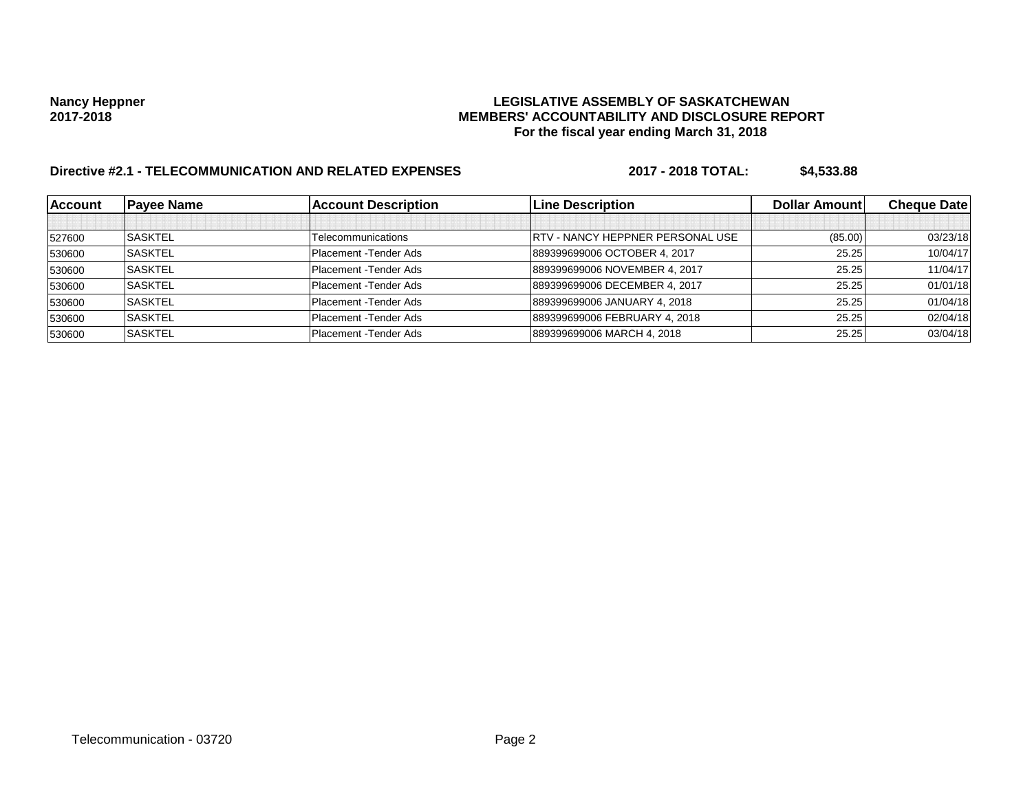**Nancy Heppner**
**2017-2018**

**LEGISLATIVE ASSEMBLY OF SASKATCHEWAN**
**MEMBERS' ACCOUNTABILITY AND DISCLOSURE REPORT**
**For the fiscal year ending March 31, 2018**

**Directive #2.1 - TELECOMMUNICATION AND RELATED EXPENSES** **2017 - 2018 TOTAL: $4,533.88**

| Account | Payee Name | Account Description | Line Description | Dollar Amount | Cheque Date |
|---|---|---|---|---|---|
| | | | | | |
| 527600 | SASKTEL | Telecommunications | RTV - NANCY HEPPNER PERSONAL USE | (85.00) | 03/23/18 |
| 530600 | SASKTEL | Placement -Tender Ads | 889399699006 OCTOBER 4, 2017 | 25.25 | 10/04/17 |
| 530600 | SASKTEL | Placement -Tender Ads | 889399699006 NOVEMBER 4, 2017 | 25.25 | 11/04/17 |
| 530600 | SASKTEL | Placement -Tender Ads | 889399699006 DECEMBER 4, 2017 | 25.25 | 01/01/18 |
| 530600 | SASKTEL | Placement -Tender Ads | 889399699006 JANUARY 4, 2018 | 25.25 | 01/04/18 |
| 530600 | SASKTEL | Placement -Tender Ads | 889399699006 FEBRUARY 4, 2018 | 25.25 | 02/04/18 |
| 530600 | SASKTEL | Placement -Tender Ads | 889399699006 MARCH 4, 2018 | 25.25 | 03/04/18 |

Telecommunication - 03720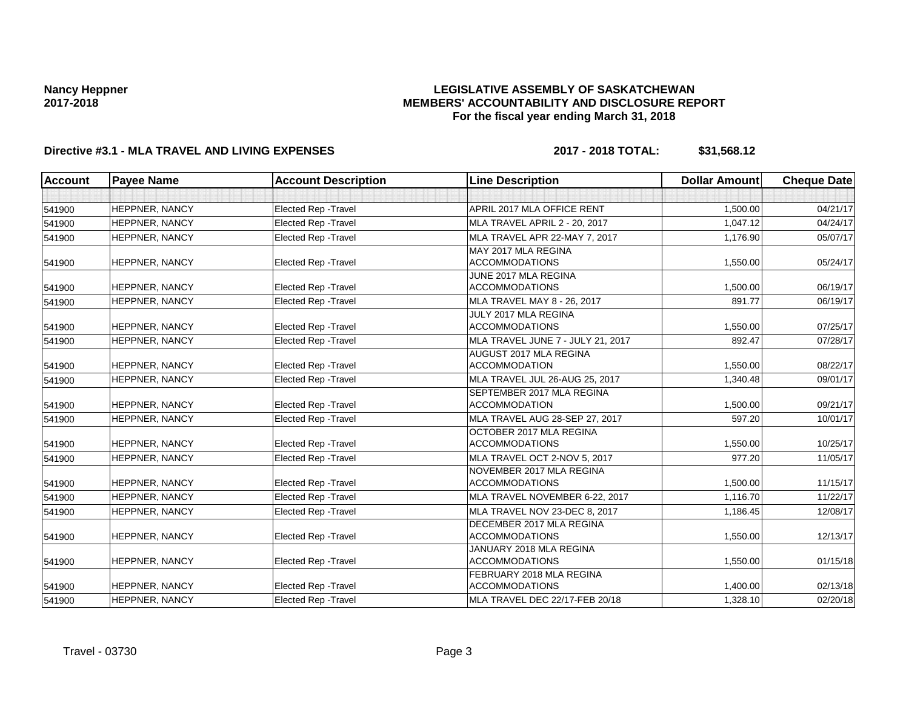**Nancy Heppner**
**2017-2018**

**LEGISLATIVE ASSEMBLY OF SASKATCHEWAN**
**MEMBERS' ACCOUNTABILITY AND DISCLOSURE REPORT**
**For the fiscal year ending March 31, 2018**

**Directive #3.1 - MLA TRAVEL AND LIVING EXPENSES** **2017 - 2018 TOTAL: $31,568.12**

| Account | Payee Name | Account Description | Line Description | Dollar Amount | Cheque Date |
|---|---|---|---|---|---|
| | | | | | |
| 541900 | HEPPNER, NANCY | Elected Rep -Travel | APRIL 2017 MLA OFFICE RENT | 1,500.00 | 04/21/17 |
| 541900 | HEPPNER, NANCY | Elected Rep -Travel | MLA TRAVEL APRIL 2 - 20, 2017 | 1,047.12 | 04/24/17 |
| 541900 | HEPPNER, NANCY | Elected Rep -Travel | MLA TRAVEL APR 22-MAY 7, 2017 | 1,176.90 | 05/07/17 |
| 541900 | HEPPNER, NANCY | Elected Rep -Travel | MAY 2017 MLA REGINA ACCOMMODATIONS | 1,550.00 | 05/24/17 |
| 541900 | HEPPNER, NANCY | Elected Rep -Travel | JUNE 2017 MLA REGINA ACCOMMODATIONS | 1,500.00 | 06/19/17 |
| 541900 | HEPPNER, NANCY | Elected Rep -Travel | MLA TRAVEL MAY 8 - 26, 2017 | 891.77 | 06/19/17 |
| 541900 | HEPPNER, NANCY | Elected Rep -Travel | JULY 2017 MLA REGINA ACCOMMODATIONS | 1,550.00 | 07/25/17 |
| 541900 | HEPPNER, NANCY | Elected Rep -Travel | MLA TRAVEL JUNE 7 - JULY 21, 2017 | 892.47 | 07/28/17 |
| 541900 | HEPPNER, NANCY | Elected Rep -Travel | AUGUST 2017 MLA REGINA ACCOMMODATION | 1,550.00 | 08/22/17 |
| 541900 | HEPPNER, NANCY | Elected Rep -Travel | MLA TRAVEL JUL 26-AUG 25, 2017 | 1,340.48 | 09/01/17 |
| 541900 | HEPPNER, NANCY | Elected Rep -Travel | SEPTEMBER 2017 MLA REGINA ACCOMMODATION | 1,500.00 | 09/21/17 |
| 541900 | HEPPNER, NANCY | Elected Rep -Travel | MLA TRAVEL AUG 28-SEP 27, 2017 | 597.20 | 10/01/17 |
| 541900 | HEPPNER, NANCY | Elected Rep -Travel | OCTOBER 2017 MLA REGINA ACCOMMODATIONS | 1,550.00 | 10/25/17 |
| 541900 | HEPPNER, NANCY | Elected Rep -Travel | MLA TRAVEL OCT 2-NOV 5, 2017 | 977.20 | 11/05/17 |
| 541900 | HEPPNER, NANCY | Elected Rep -Travel | NOVEMBER 2017 MLA REGINA ACCOMMODATIONS | 1,500.00 | 11/15/17 |
| 541900 | HEPPNER, NANCY | Elected Rep -Travel | MLA TRAVEL NOVEMBER 6-22, 2017 | 1,116.70 | 11/22/17 |
| 541900 | HEPPNER, NANCY | Elected Rep -Travel | MLA TRAVEL NOV 23-DEC 8, 2017 | 1,186.45 | 12/08/17 |
| 541900 | HEPPNER, NANCY | Elected Rep -Travel | DECEMBER 2017 MLA REGINA ACCOMMODATIONS | 1,550.00 | 12/13/17 |
| 541900 | HEPPNER, NANCY | Elected Rep -Travel | JANUARY 2018 MLA REGINA ACCOMMODATIONS | 1,550.00 | 01/15/18 |
| 541900 | HEPPNER, NANCY | Elected Rep -Travel | FEBRUARY 2018 MLA REGINA ACCOMMODATIONS | 1,400.00 | 02/13/18 |
| 541900 | HEPPNER, NANCY | Elected Rep -Travel | MLA TRAVEL DEC 22/17-FEB 20/18 | 1,328.10 | 02/20/18 |

Travel - 03730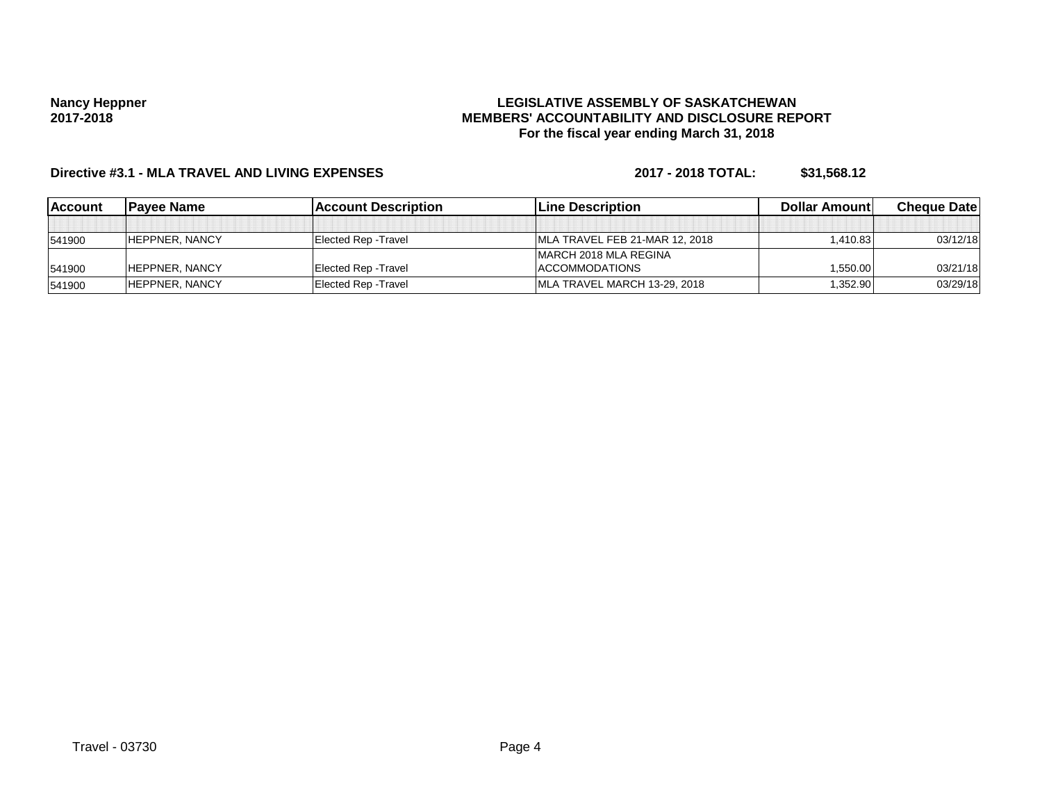**Nancy Heppner**
**2017-2018**

**LEGISLATIVE ASSEMBLY OF SASKATCHEWAN**
**MEMBERS' ACCOUNTABILITY AND DISCLOSURE REPORT**
**For the fiscal year ending March 31, 2018**

**Directive #3.1 - MLA TRAVEL AND LIVING EXPENSES** **2017 - 2018 TOTAL: $31,568.12**

| Account | Payee Name | Account Description | Line Description | Dollar Amount | Cheque Date |
|---|---|---|---|---|---|
| | | | | | |
| 541900 | HEPPNER, NANCY | Elected Rep -Travel | MLA TRAVEL FEB 21-MAR 12, 2018 | 1,410.83 | 03/12/18 |
| 541900 | HEPPNER, NANCY | Elected Rep -Travel | MARCH 2018 MLA REGINA ACCOMMODATIONS | 1,550.00 | 03/21/18 |
| 541900 | HEPPNER, NANCY | Elected Rep -Travel | MLA TRAVEL MARCH 13-29, 2018 | 1,352.90 | 03/29/18 |

Travel - 03730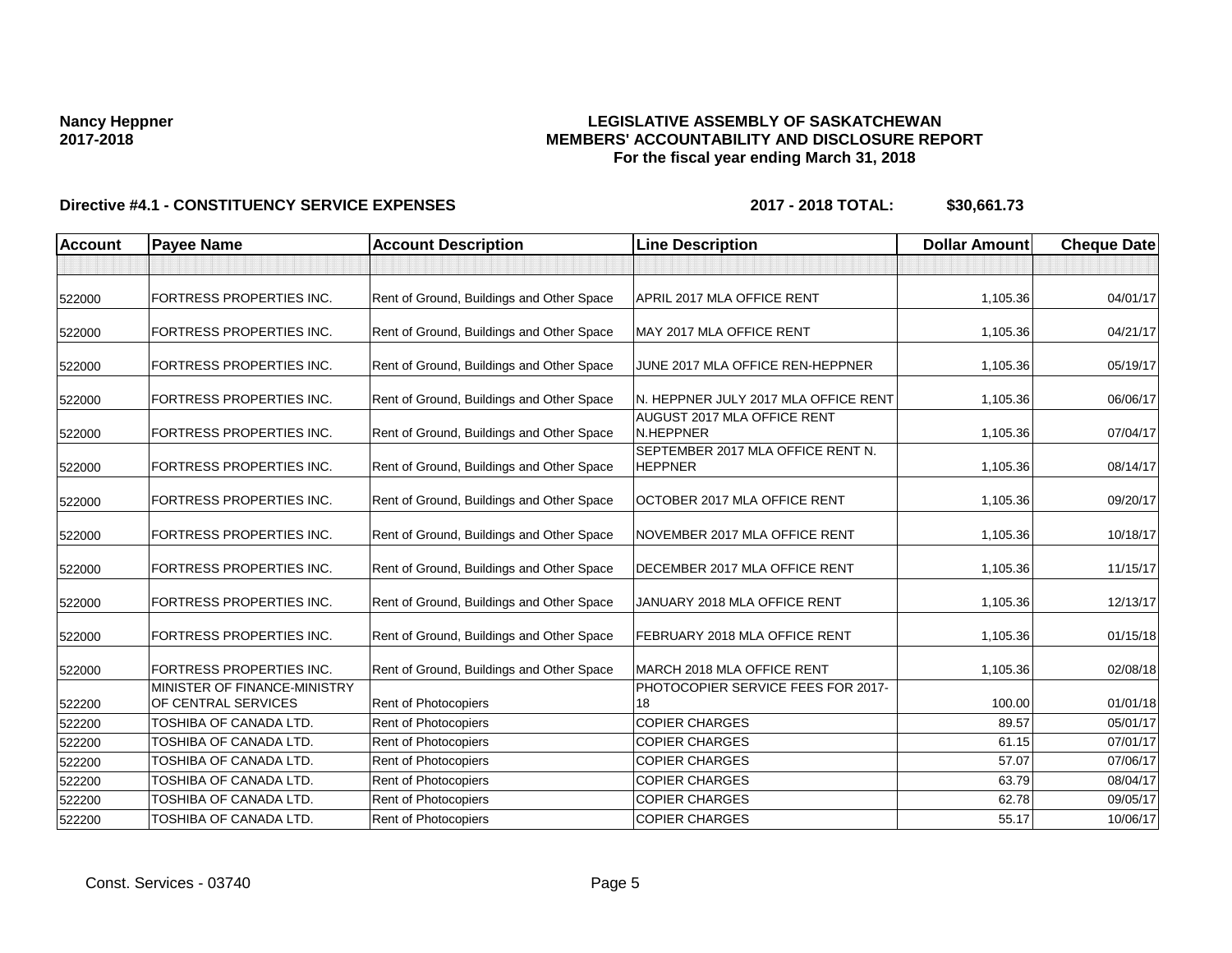**Nancy Heppner**
**2017-2018**

**LEGISLATIVE ASSEMBLY OF SASKATCHEWAN**
**MEMBERS' ACCOUNTABILITY AND DISCLOSURE REPORT**
**For the fiscal year ending March 31, 2018**

**Directive #4.1 - CONSTITUENCY SERVICE EXPENSES** **2017 - 2018 TOTAL: $30,661.73**

| Account | Payee Name | Account Description | Line Description | Dollar Amount | Cheque Date |
|---|---|---|---|---|---|
| | | | | | |
| 522000 | FORTRESS PROPERTIES INC. | Rent of Ground, Buildings and Other Space | APRIL 2017 MLA OFFICE RENT | 1,105.36 | 04/01/17 |
| 522000 | FORTRESS PROPERTIES INC. | Rent of Ground, Buildings and Other Space | MAY 2017 MLA OFFICE RENT | 1,105.36 | 04/21/17 |
| 522000 | FORTRESS PROPERTIES INC. | Rent of Ground, Buildings and Other Space | JUNE 2017 MLA OFFICE REN-HEPPNER | 1,105.36 | 05/19/17 |
| 522000 | FORTRESS PROPERTIES INC. | Rent of Ground, Buildings and Other Space | N. HEPPNER JULY 2017 MLA OFFICE RENT | 1,105.36 | 06/06/17 |
| 522000 | FORTRESS PROPERTIES INC. | Rent of Ground, Buildings and Other Space | AUGUST 2017 MLA OFFICE RENT N.HEPPNER | 1,105.36 | 07/04/17 |
| 522000 | FORTRESS PROPERTIES INC. | Rent of Ground, Buildings and Other Space | SEPTEMBER 2017 MLA OFFICE RENT N. HEPPNER | 1,105.36 | 08/14/17 |
| 522000 | FORTRESS PROPERTIES INC. | Rent of Ground, Buildings and Other Space | OCTOBER 2017 MLA OFFICE RENT | 1,105.36 | 09/20/17 |
| 522000 | FORTRESS PROPERTIES INC. | Rent of Ground, Buildings and Other Space | NOVEMBER 2017 MLA OFFICE RENT | 1,105.36 | 10/18/17 |
| 522000 | FORTRESS PROPERTIES INC. | Rent of Ground, Buildings and Other Space | DECEMBER 2017 MLA OFFICE RENT | 1,105.36 | 11/15/17 |
| 522000 | FORTRESS PROPERTIES INC. | Rent of Ground, Buildings and Other Space | JANUARY 2018 MLA OFFICE RENT | 1,105.36 | 12/13/17 |
| 522000 | FORTRESS PROPERTIES INC. | Rent of Ground, Buildings and Other Space | FEBRUARY 2018 MLA OFFICE RENT | 1,105.36 | 01/15/18 |
| 522000 | FORTRESS PROPERTIES INC. | Rent of Ground, Buildings and Other Space | MARCH 2018 MLA OFFICE RENT | 1,105.36 | 02/08/18 |
| 522200 | MINISTER OF FINANCE-MINISTRY OF CENTRAL SERVICES | Rent of Photocopiers | PHOTOCOPIER SERVICE FEES FOR 2017-18 | 100.00 | 01/01/18 |
| 522200 | TOSHIBA OF CANADA LTD. | Rent of Photocopiers | COPIER CHARGES | 89.57 | 05/01/17 |
| 522200 | TOSHIBA OF CANADA LTD. | Rent of Photocopiers | COPIER CHARGES | 61.15 | 07/01/17 |
| 522200 | TOSHIBA OF CANADA LTD. | Rent of Photocopiers | COPIER CHARGES | 57.07 | 07/06/17 |
| 522200 | TOSHIBA OF CANADA LTD. | Rent of Photocopiers | COPIER CHARGES | 63.79 | 08/04/17 |
| 522200 | TOSHIBA OF CANADA LTD. | Rent of Photocopiers | COPIER CHARGES | 62.78 | 09/05/17 |
| 522200 | TOSHIBA OF CANADA LTD. | Rent of Photocopiers | COPIER CHARGES | 55.17 | 10/06/17 |

Const. Services - 03740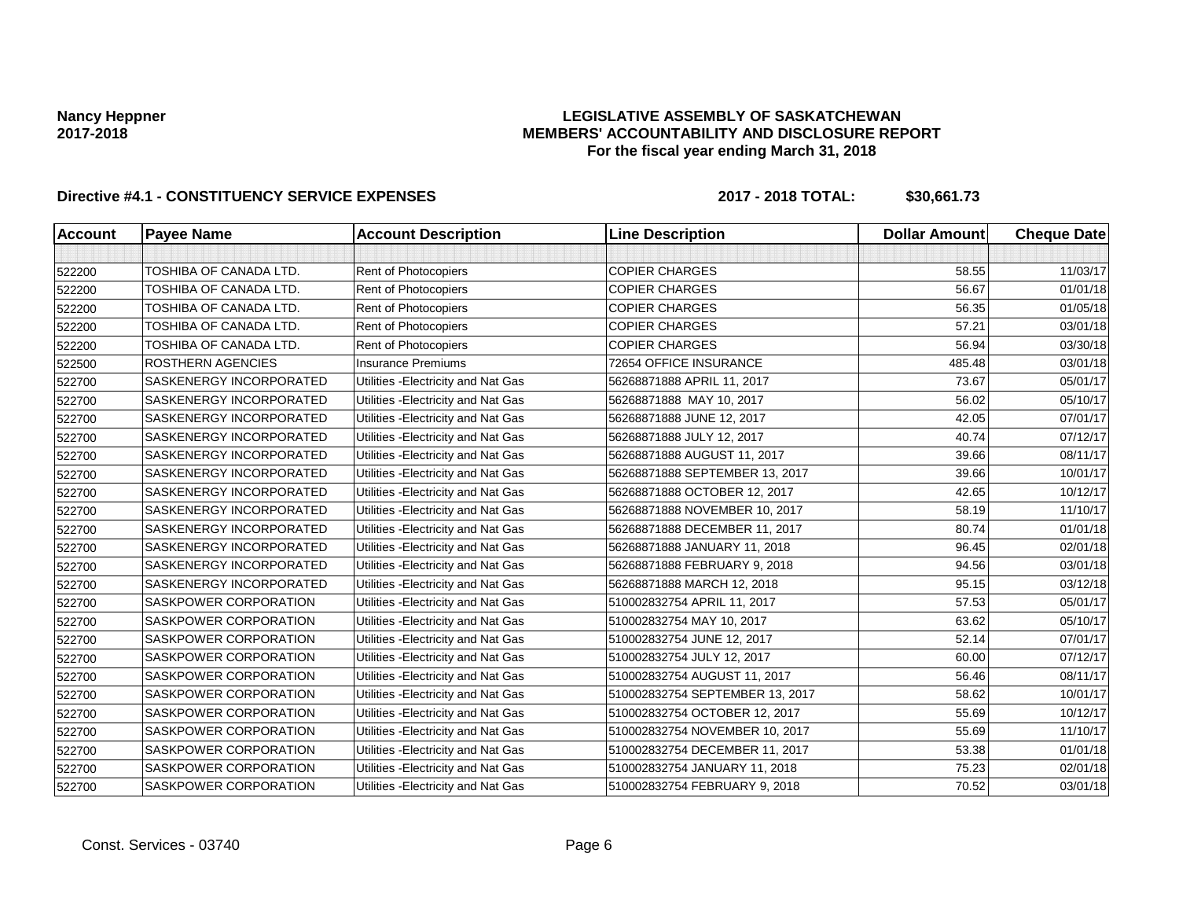**Nancy Heppner**
**2017-2018**

**LEGISLATIVE ASSEMBLY OF SASKATCHEWAN**
**MEMBERS' ACCOUNTABILITY AND DISCLOSURE REPORT**
**For the fiscal year ending March 31, 2018**

**Directive #4.1 - CONSTITUENCY SERVICE EXPENSES** **2017 - 2018 TOTAL: $30,661.73**

| Account | Payee Name | Account Description | Line Description | Dollar Amount | Cheque Date |
|---|---|---|---|---|---|
| | | | | | |
| 522200 | TOSHIBA OF CANADA LTD. | Rent of Photocopiers | COPIER CHARGES | 58.55 | 11/03/17 |
| 522200 | TOSHIBA OF CANADA LTD. | Rent of Photocopiers | COPIER CHARGES | 56.67 | 01/01/18 |
| 522200 | TOSHIBA OF CANADA LTD. | Rent of Photocopiers | COPIER CHARGES | 56.35 | 01/05/18 |
| 522200 | TOSHIBA OF CANADA LTD. | Rent of Photocopiers | COPIER CHARGES | 57.21 | 03/01/18 |
| 522200 | TOSHIBA OF CANADA LTD. | Rent of Photocopiers | COPIER CHARGES | 56.94 | 03/30/18 |
| 522500 | ROSTHERN AGENCIES | Insurance Premiums | 72654 OFFICE INSURANCE | 485.48 | 03/01/18 |
| 522700 | SASKENERGY INCORPORATED | Utilities -Electricity and Nat Gas | 56268871888 APRIL 11, 2017 | 73.67 | 05/01/17 |
| 522700 | SASKENERGY INCORPORATED | Utilities -Electricity and Nat Gas | 56268871888 MAY 10, 2017 | 56.02 | 05/10/17 |
| 522700 | SASKENERGY INCORPORATED | Utilities -Electricity and Nat Gas | 56268871888 JUNE 12, 2017 | 42.05 | 07/01/17 |
| 522700 | SASKENERGY INCORPORATED | Utilities -Electricity and Nat Gas | 56268871888 JULY 12, 2017 | 40.74 | 07/12/17 |
| 522700 | SASKENERGY INCORPORATED | Utilities -Electricity and Nat Gas | 56268871888 AUGUST 11, 2017 | 39.66 | 08/11/17 |
| 522700 | SASKENERGY INCORPORATED | Utilities -Electricity and Nat Gas | 56268871888 SEPTEMBER 13, 2017 | 39.66 | 10/01/17 |
| 522700 | SASKENERGY INCORPORATED | Utilities -Electricity and Nat Gas | 56268871888 OCTOBER 12, 2017 | 42.65 | 10/12/17 |
| 522700 | SASKENERGY INCORPORATED | Utilities -Electricity and Nat Gas | 56268871888 NOVEMBER 10, 2017 | 58.19 | 11/10/17 |
| 522700 | SASKENERGY INCORPORATED | Utilities -Electricity and Nat Gas | 56268871888 DECEMBER 11, 2017 | 80.74 | 01/01/18 |
| 522700 | SASKENERGY INCORPORATED | Utilities -Electricity and Nat Gas | 56268871888 JANUARY 11, 2018 | 96.45 | 02/01/18 |
| 522700 | SASKENERGY INCORPORATED | Utilities -Electricity and Nat Gas | 56268871888 FEBRUARY 9, 2018 | 94.56 | 03/01/18 |
| 522700 | SASKENERGY INCORPORATED | Utilities -Electricity and Nat Gas | 56268871888 MARCH 12, 2018 | 95.15 | 03/12/18 |
| 522700 | SASKPOWER CORPORATION | Utilities -Electricity and Nat Gas | 510002832754 APRIL 11, 2017 | 57.53 | 05/01/17 |
| 522700 | SASKPOWER CORPORATION | Utilities -Electricity and Nat Gas | 510002832754 MAY 10, 2017 | 63.62 | 05/10/17 |
| 522700 | SASKPOWER CORPORATION | Utilities -Electricity and Nat Gas | 510002832754 JUNE 12, 2017 | 52.14 | 07/01/17 |
| 522700 | SASKPOWER CORPORATION | Utilities -Electricity and Nat Gas | 510002832754 JULY 12, 2017 | 60.00 | 07/12/17 |
| 522700 | SASKPOWER CORPORATION | Utilities -Electricity and Nat Gas | 510002832754 AUGUST 11, 2017 | 56.46 | 08/11/17 |
| 522700 | SASKPOWER CORPORATION | Utilities -Electricity and Nat Gas | 510002832754 SEPTEMBER 13, 2017 | 58.62 | 10/01/17 |
| 522700 | SASKPOWER CORPORATION | Utilities -Electricity and Nat Gas | 510002832754 OCTOBER 12, 2017 | 55.69 | 10/12/17 |
| 522700 | SASKPOWER CORPORATION | Utilities -Electricity and Nat Gas | 510002832754 NOVEMBER 10, 2017 | 55.69 | 11/10/17 |
| 522700 | SASKPOWER CORPORATION | Utilities -Electricity and Nat Gas | 510002832754 DECEMBER 11, 2017 | 53.38 | 01/01/18 |
| 522700 | SASKPOWER CORPORATION | Utilities -Electricity and Nat Gas | 510002832754 JANUARY 11, 2018 | 75.23 | 02/01/18 |
| 522700 | SASKPOWER CORPORATION | Utilities -Electricity and Nat Gas | 510002832754 FEBRUARY 9, 2018 | 70.52 | 03/01/18 |

Const. Services - 03740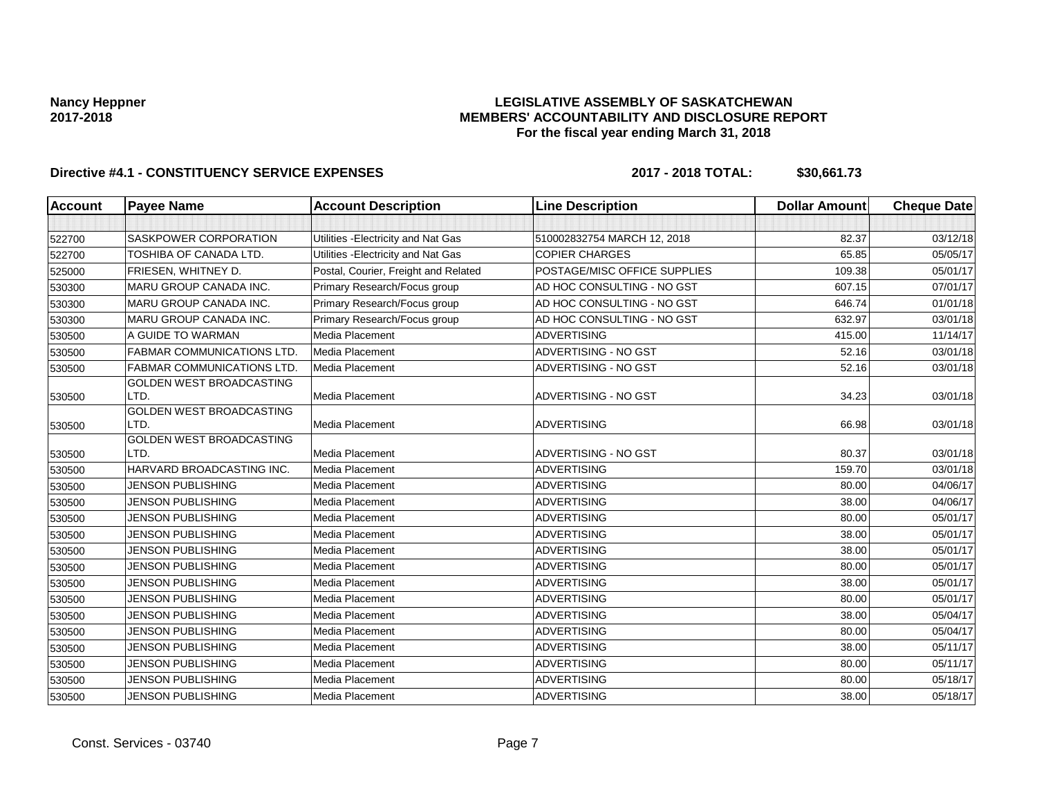**Nancy Heppner**
**2017-2018**

**LEGISLATIVE ASSEMBLY OF SASKATCHEWAN**
**MEMBERS' ACCOUNTABILITY AND DISCLOSURE REPORT**
**For the fiscal year ending March 31, 2018**

**Directive #4.1 - CONSTITUENCY SERVICE EXPENSES** **2017 - 2018 TOTAL: $30,661.73**

| Account | Payee Name | Account Description | Line Description | Dollar Amount | Cheque Date |
|---|---|---|---|---|---|
| | | | | | |
| 522700 | SASKPOWER CORPORATION | Utilities -Electricity and Nat Gas | 510002832754 MARCH 12, 2018 | 82.37 | 03/12/18 |
| 522700 | TOSHIBA OF CANADA LTD. | Utilities -Electricity and Nat Gas | COPIER CHARGES | 65.85 | 05/05/17 |
| 525000 | FRIESEN, WHITNEY D. | Postal, Courier, Freight and Related | POSTAGE/MISC OFFICE SUPPLIES | 109.38 | 05/01/17 |
| 530300 | MARU GROUP CANADA INC. | Primary Research/Focus group | AD HOC CONSULTING - NO GST | 607.15 | 07/01/17 |
| 530300 | MARU GROUP CANADA INC. | Primary Research/Focus group | AD HOC CONSULTING - NO GST | 646.74 | 01/01/18 |
| 530300 | MARU GROUP CANADA INC. | Primary Research/Focus group | AD HOC CONSULTING - NO GST | 632.97 | 03/01/18 |
| 530500 | A GUIDE TO WARMAN | Media Placement | ADVERTISING | 415.00 | 11/14/17 |
| 530500 | FABMAR COMMUNICATIONS LTD. | Media Placement | ADVERTISING - NO GST | 52.16 | 03/01/18 |
| 530500 | FABMAR COMMUNICATIONS LTD. | Media Placement | ADVERTISING - NO GST | 52.16 | 03/01/18 |
| 530500 | GOLDEN WEST BROADCASTING LTD. | Media Placement | ADVERTISING - NO GST | 34.23 | 03/01/18 |
| 530500 | GOLDEN WEST BROADCASTING LTD. | Media Placement | ADVERTISING | 66.98 | 03/01/18 |
| 530500 | GOLDEN WEST BROADCASTING LTD. | Media Placement | ADVERTISING - NO GST | 80.37 | 03/01/18 |
| 530500 | HARVARD BROADCASTING INC. | Media Placement | ADVERTISING | 159.70 | 03/01/18 |
| 530500 | JENSON PUBLISHING | Media Placement | ADVERTISING | 80.00 | 04/06/17 |
| 530500 | JENSON PUBLISHING | Media Placement | ADVERTISING | 38.00 | 04/06/17 |
| 530500 | JENSON PUBLISHING | Media Placement | ADVERTISING | 80.00 | 05/01/17 |
| 530500 | JENSON PUBLISHING | Media Placement | ADVERTISING | 38.00 | 05/01/17 |
| 530500 | JENSON PUBLISHING | Media Placement | ADVERTISING | 38.00 | 05/01/17 |
| 530500 | JENSON PUBLISHING | Media Placement | ADVERTISING | 80.00 | 05/01/17 |
| 530500 | JENSON PUBLISHING | Media Placement | ADVERTISING | 38.00 | 05/01/17 |
| 530500 | JENSON PUBLISHING | Media Placement | ADVERTISING | 80.00 | 05/01/17 |
| 530500 | JENSON PUBLISHING | Media Placement | ADVERTISING | 38.00 | 05/04/17 |
| 530500 | JENSON PUBLISHING | Media Placement | ADVERTISING | 80.00 | 05/04/17 |
| 530500 | JENSON PUBLISHING | Media Placement | ADVERTISING | 38.00 | 05/11/17 |
| 530500 | JENSON PUBLISHING | Media Placement | ADVERTISING | 80.00 | 05/11/17 |
| 530500 | JENSON PUBLISHING | Media Placement | ADVERTISING | 80.00 | 05/18/17 |
| 530500 | JENSON PUBLISHING | Media Placement | ADVERTISING | 38.00 | 05/18/17 |

Const. Services - 03740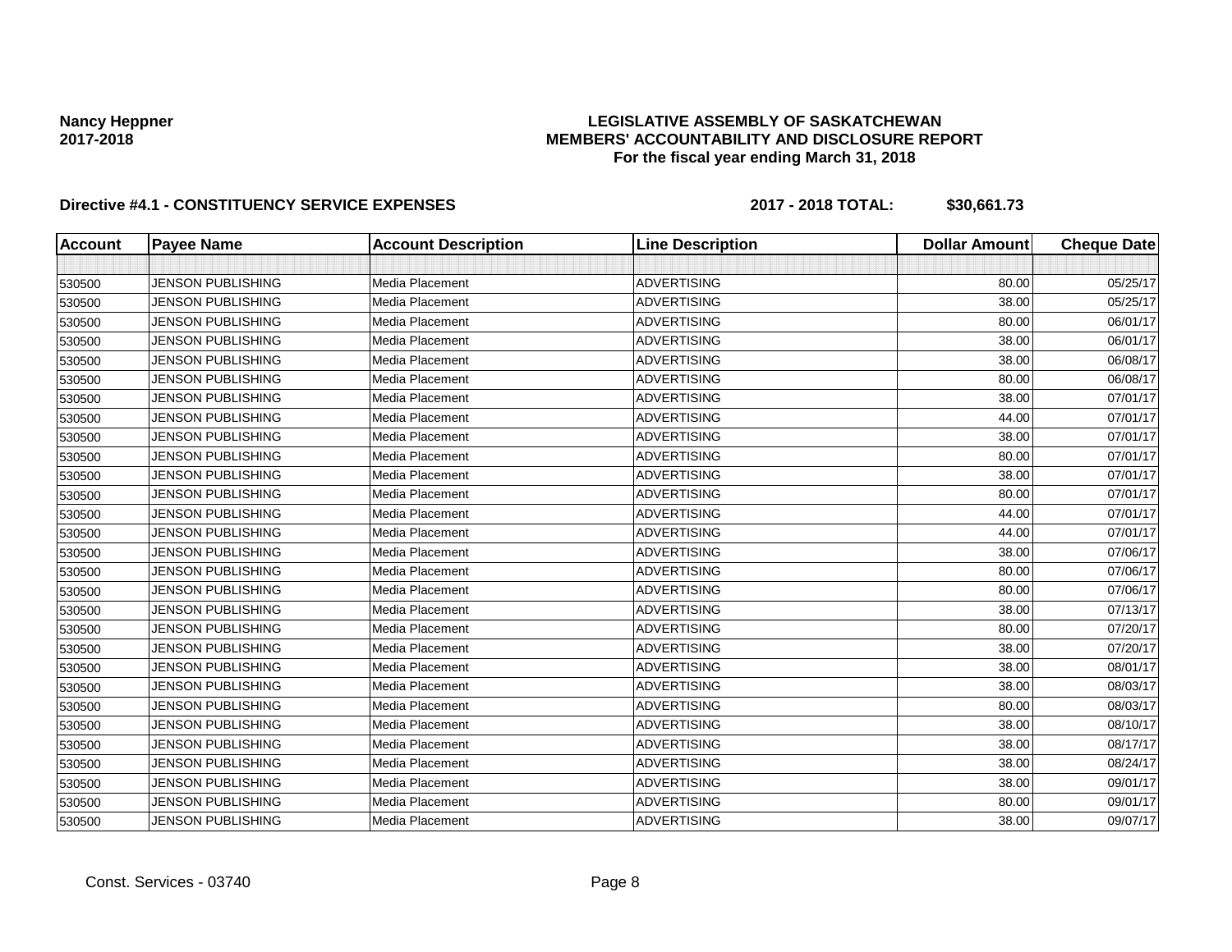Nancy Heppner
2017-2018

**LEGISLATIVE ASSEMBLY OF SASKATCHEWAN**
**MEMBERS' ACCOUNTABILITY AND DISCLOSURE REPORT**
**For the fiscal year ending March 31, 2018**

**Directive #4.1 - CONSTITUENCY SERVICE EXPENSES** **2017 - 2018 TOTAL: $30,661.73**

| Account | Payee Name | Account Description | Line Description | Dollar Amount | Cheque Date |
|---|---|---|---|---|---|
| | | | | | |
| 530500 | JENSON PUBLISHING | Media Placement | ADVERTISING | 80.00 | 05/25/17 |
| 530500 | JENSON PUBLISHING | Media Placement | ADVERTISING | 38.00 | 05/25/17 |
| 530500 | JENSON PUBLISHING | Media Placement | ADVERTISING | 80.00 | 06/01/17 |
| 530500 | JENSON PUBLISHING | Media Placement | ADVERTISING | 38.00 | 06/01/17 |
| 530500 | JENSON PUBLISHING | Media Placement | ADVERTISING | 38.00 | 06/08/17 |
| 530500 | JENSON PUBLISHING | Media Placement | ADVERTISING | 80.00 | 06/08/17 |
| 530500 | JENSON PUBLISHING | Media Placement | ADVERTISING | 38.00 | 07/01/17 |
| 530500 | JENSON PUBLISHING | Media Placement | ADVERTISING | 44.00 | 07/01/17 |
| 530500 | JENSON PUBLISHING | Media Placement | ADVERTISING | 38.00 | 07/01/17 |
| 530500 | JENSON PUBLISHING | Media Placement | ADVERTISING | 80.00 | 07/01/17 |
| 530500 | JENSON PUBLISHING | Media Placement | ADVERTISING | 38.00 | 07/01/17 |
| 530500 | JENSON PUBLISHING | Media Placement | ADVERTISING | 80.00 | 07/01/17 |
| 530500 | JENSON PUBLISHING | Media Placement | ADVERTISING | 44.00 | 07/01/17 |
| 530500 | JENSON PUBLISHING | Media Placement | ADVERTISING | 44.00 | 07/01/17 |
| 530500 | JENSON PUBLISHING | Media Placement | ADVERTISING | 38.00 | 07/06/17 |
| 530500 | JENSON PUBLISHING | Media Placement | ADVERTISING | 80.00 | 07/06/17 |
| 530500 | JENSON PUBLISHING | Media Placement | ADVERTISING | 80.00 | 07/06/17 |
| 530500 | JENSON PUBLISHING | Media Placement | ADVERTISING | 38.00 | 07/13/17 |
| 530500 | JENSON PUBLISHING | Media Placement | ADVERTISING | 80.00 | 07/20/17 |
| 530500 | JENSON PUBLISHING | Media Placement | ADVERTISING | 38.00 | 07/20/17 |
| 530500 | JENSON PUBLISHING | Media Placement | ADVERTISING | 38.00 | 08/01/17 |
| 530500 | JENSON PUBLISHING | Media Placement | ADVERTISING | 38.00 | 08/03/17 |
| 530500 | JENSON PUBLISHING | Media Placement | ADVERTISING | 80.00 | 08/03/17 |
| 530500 | JENSON PUBLISHING | Media Placement | ADVERTISING | 38.00 | 08/10/17 |
| 530500 | JENSON PUBLISHING | Media Placement | ADVERTISING | 38.00 | 08/17/17 |
| 530500 | JENSON PUBLISHING | Media Placement | ADVERTISING | 38.00 | 08/24/17 |
| 530500 | JENSON PUBLISHING | Media Placement | ADVERTISING | 38.00 | 09/01/17 |
| 530500 | JENSON PUBLISHING | Media Placement | ADVERTISING | 80.00 | 09/01/17 |
| 530500 | JENSON PUBLISHING | Media Placement | ADVERTISING | 38.00 | 09/07/17 |

Const. Services - 03740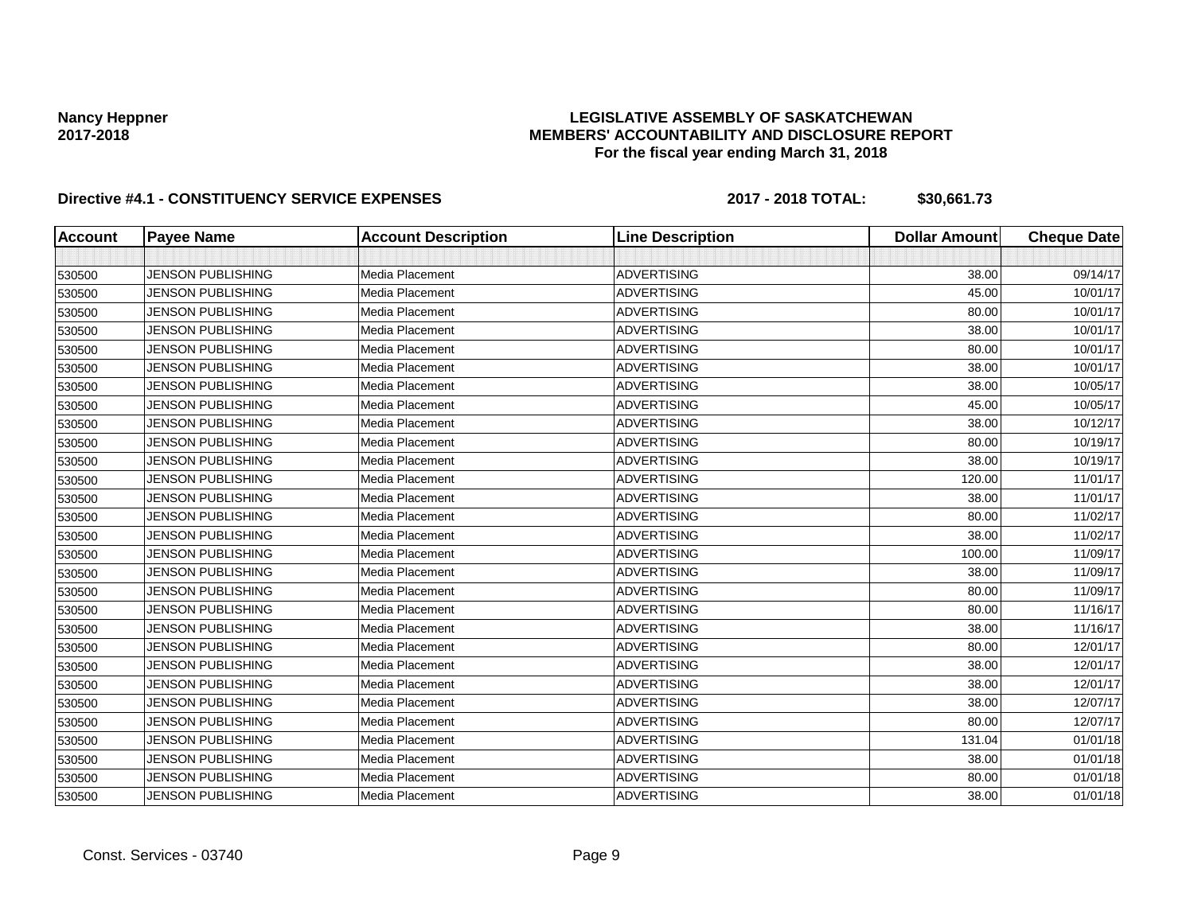**Nancy Heppner**
**2017-2018**

**LEGISLATIVE ASSEMBLY OF SASKATCHEWAN**
**MEMBERS' ACCOUNTABILITY AND DISCLOSURE REPORT**
**For the fiscal year ending March 31, 2018**

**Directive #4.1 - CONSTITUENCY SERVICE EXPENSES** **2017 - 2018 TOTAL: $30,661.73**

| Account | Payee Name | Account Description | Line Description | Dollar Amount | Cheque Date |
|---|---|---|---|---|---|
| | | | | | |
| 530500 | JENSON PUBLISHING | Media Placement | ADVERTISING | 38.00 | 09/14/17 |
| 530500 | JENSON PUBLISHING | Media Placement | ADVERTISING | 45.00 | 10/01/17 |
| 530500 | JENSON PUBLISHING | Media Placement | ADVERTISING | 80.00 | 10/01/17 |
| 530500 | JENSON PUBLISHING | Media Placement | ADVERTISING | 38.00 | 10/01/17 |
| 530500 | JENSON PUBLISHING | Media Placement | ADVERTISING | 80.00 | 10/01/17 |
| 530500 | JENSON PUBLISHING | Media Placement | ADVERTISING | 38.00 | 10/01/17 |
| 530500 | JENSON PUBLISHING | Media Placement | ADVERTISING | 38.00 | 10/05/17 |
| 530500 | JENSON PUBLISHING | Media Placement | ADVERTISING | 45.00 | 10/05/17 |
| 530500 | JENSON PUBLISHING | Media Placement | ADVERTISING | 38.00 | 10/12/17 |
| 530500 | JENSON PUBLISHING | Media Placement | ADVERTISING | 80.00 | 10/19/17 |
| 530500 | JENSON PUBLISHING | Media Placement | ADVERTISING | 38.00 | 10/19/17 |
| 530500 | JENSON PUBLISHING | Media Placement | ADVERTISING | 120.00 | 11/01/17 |
| 530500 | JENSON PUBLISHING | Media Placement | ADVERTISING | 38.00 | 11/01/17 |
| 530500 | JENSON PUBLISHING | Media Placement | ADVERTISING | 80.00 | 11/02/17 |
| 530500 | JENSON PUBLISHING | Media Placement | ADVERTISING | 38.00 | 11/02/17 |
| 530500 | JENSON PUBLISHING | Media Placement | ADVERTISING | 100.00 | 11/09/17 |
| 530500 | JENSON PUBLISHING | Media Placement | ADVERTISING | 38.00 | 11/09/17 |
| 530500 | JENSON PUBLISHING | Media Placement | ADVERTISING | 80.00 | 11/09/17 |
| 530500 | JENSON PUBLISHING | Media Placement | ADVERTISING | 80.00 | 11/16/17 |
| 530500 | JENSON PUBLISHING | Media Placement | ADVERTISING | 38.00 | 11/16/17 |
| 530500 | JENSON PUBLISHING | Media Placement | ADVERTISING | 80.00 | 12/01/17 |
| 530500 | JENSON PUBLISHING | Media Placement | ADVERTISING | 38.00 | 12/01/17 |
| 530500 | JENSON PUBLISHING | Media Placement | ADVERTISING | 38.00 | 12/01/17 |
| 530500 | JENSON PUBLISHING | Media Placement | ADVERTISING | 38.00 | 12/07/17 |
| 530500 | JENSON PUBLISHING | Media Placement | ADVERTISING | 80.00 | 12/07/17 |
| 530500 | JENSON PUBLISHING | Media Placement | ADVERTISING | 131.04 | 01/01/18 |
| 530500 | JENSON PUBLISHING | Media Placement | ADVERTISING | 38.00 | 01/01/18 |
| 530500 | JENSON PUBLISHING | Media Placement | ADVERTISING | 80.00 | 01/01/18 |
| 530500 | JENSON PUBLISHING | Media Placement | ADVERTISING | 38.00 | 01/01/18 |

Const. Services - 03740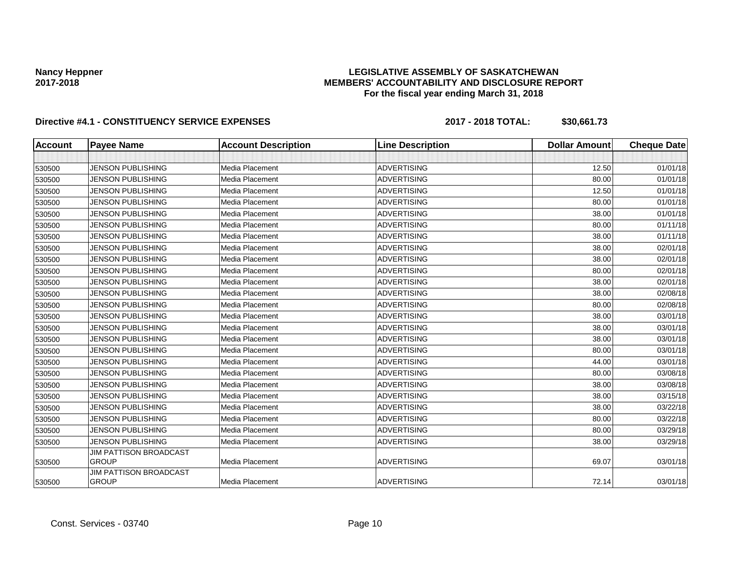**Nancy Heppner**
**2017-2018**

**LEGISLATIVE ASSEMBLY OF SASKATCHEWAN**
**MEMBERS' ACCOUNTABILITY AND DISCLOSURE REPORT**
**For the fiscal year ending March 31, 2018**

**Directive #4.1 - CONSTITUENCY SERVICE EXPENSES** **2017 - 2018 TOTAL: $30,661.73**

| Account | Payee Name | Account Description | Line Description | Dollar Amount | Cheque Date |
|---|---|---|---|---|---|
| | | | | | |
| 530500 | JENSON PUBLISHING | Media Placement | ADVERTISING | 12.50 | 01/01/18 |
| 530500 | JENSON PUBLISHING | Media Placement | ADVERTISING | 80.00 | 01/01/18 |
| 530500 | JENSON PUBLISHING | Media Placement | ADVERTISING | 12.50 | 01/01/18 |
| 530500 | JENSON PUBLISHING | Media Placement | ADVERTISING | 80.00 | 01/01/18 |
| 530500 | JENSON PUBLISHING | Media Placement | ADVERTISING | 38.00 | 01/01/18 |
| 530500 | JENSON PUBLISHING | Media Placement | ADVERTISING | 80.00 | 01/11/18 |
| 530500 | JENSON PUBLISHING | Media Placement | ADVERTISING | 38.00 | 01/11/18 |
| 530500 | JENSON PUBLISHING | Media Placement | ADVERTISING | 38.00 | 02/01/18 |
| 530500 | JENSON PUBLISHING | Media Placement | ADVERTISING | 38.00 | 02/01/18 |
| 530500 | JENSON PUBLISHING | Media Placement | ADVERTISING | 80.00 | 02/01/18 |
| 530500 | JENSON PUBLISHING | Media Placement | ADVERTISING | 38.00 | 02/01/18 |
| 530500 | JENSON PUBLISHING | Media Placement | ADVERTISING | 38.00 | 02/08/18 |
| 530500 | JENSON PUBLISHING | Media Placement | ADVERTISING | 80.00 | 02/08/18 |
| 530500 | JENSON PUBLISHING | Media Placement | ADVERTISING | 38.00 | 03/01/18 |
| 530500 | JENSON PUBLISHING | Media Placement | ADVERTISING | 38.00 | 03/01/18 |
| 530500 | JENSON PUBLISHING | Media Placement | ADVERTISING | 38.00 | 03/01/18 |
| 530500 | JENSON PUBLISHING | Media Placement | ADVERTISING | 80.00 | 03/01/18 |
| 530500 | JENSON PUBLISHING | Media Placement | ADVERTISING | 44.00 | 03/01/18 |
| 530500 | JENSON PUBLISHING | Media Placement | ADVERTISING | 80.00 | 03/08/18 |
| 530500 | JENSON PUBLISHING | Media Placement | ADVERTISING | 38.00 | 03/08/18 |
| 530500 | JENSON PUBLISHING | Media Placement | ADVERTISING | 38.00 | 03/15/18 |
| 530500 | JENSON PUBLISHING | Media Placement | ADVERTISING | 38.00 | 03/22/18 |
| 530500 | JENSON PUBLISHING | Media Placement | ADVERTISING | 80.00 | 03/22/18 |
| 530500 | JENSON PUBLISHING | Media Placement | ADVERTISING | 80.00 | 03/29/18 |
| 530500 | JENSON PUBLISHING | Media Placement | ADVERTISING | 38.00 | 03/29/18 |
| 530500 | JIM PATTISON BROADCAST GROUP | Media Placement | ADVERTISING | 69.07 | 03/01/18 |
| 530500 | JIM PATTISON BROADCAST GROUP | Media Placement | ADVERTISING | 72.14 | 03/01/18 |

Const. Services - 03740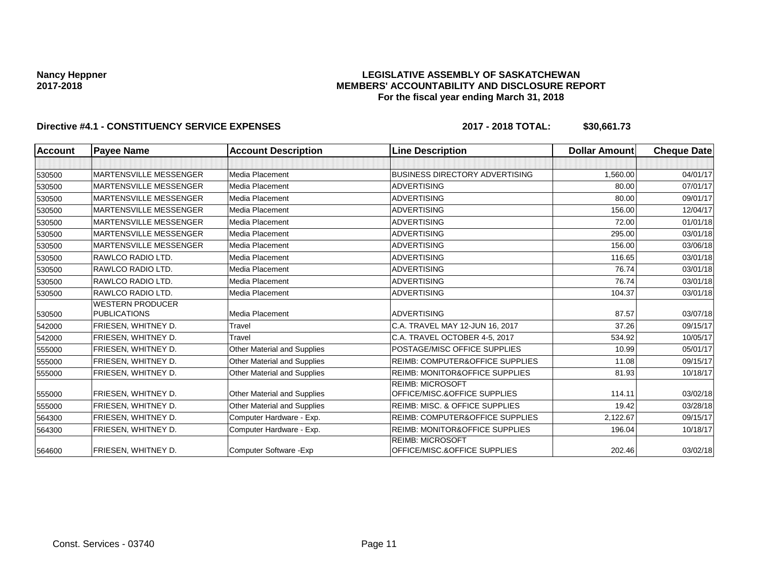**Nancy Heppner**
**2017-2018**

**LEGISLATIVE ASSEMBLY OF SASKATCHEWAN**
**MEMBERS' ACCOUNTABILITY AND DISCLOSURE REPORT**
**For the fiscal year ending March 31, 2018**

**Directive #4.1 - CONSTITUENCY SERVICE EXPENSES** **2017 - 2018 TOTAL: $30,661.73**

| Account | Payee Name | Account Description | Line Description | Dollar Amount | Cheque Date |
|---|---|---|---|---|---|
| | | | | | |
| 530500 | MARTENSVILLE MESSENGER | Media Placement | BUSINESS DIRECTORY ADVERTISING | 1,560.00 | 04/01/17 |
| 530500 | MARTENSVILLE MESSENGER | Media Placement | ADVERTISING | 80.00 | 07/01/17 |
| 530500 | MARTENSVILLE MESSENGER | Media Placement | ADVERTISING | 80.00 | 09/01/17 |
| 530500 | MARTENSVILLE MESSENGER | Media Placement | ADVERTISING | 156.00 | 12/04/17 |
| 530500 | MARTENSVILLE MESSENGER | Media Placement | ADVERTISING | 72.00 | 01/01/18 |
| 530500 | MARTENSVILLE MESSENGER | Media Placement | ADVERTISING | 295.00 | 03/01/18 |
| 530500 | MARTENSVILLE MESSENGER | Media Placement | ADVERTISING | 156.00 | 03/06/18 |
| 530500 | RAWLCO RADIO LTD. | Media Placement | ADVERTISING | 116.65 | 03/01/18 |
| 530500 | RAWLCO RADIO LTD. | Media Placement | ADVERTISING | 76.74 | 03/01/18 |
| 530500 | RAWLCO RADIO LTD. | Media Placement | ADVERTISING | 76.74 | 03/01/18 |
| 530500 | RAWLCO RADIO LTD. | Media Placement | ADVERTISING | 104.37 | 03/01/18 |
| 530500 | WESTERN PRODUCER PUBLICATIONS | Media Placement | ADVERTISING | 87.57 | 03/07/18 |
| 542000 | FRIESEN, WHITNEY D. | Travel | C.A. TRAVEL MAY 12-JUN 16, 2017 | 37.26 | 09/15/17 |
| 542000 | FRIESEN, WHITNEY D. | Travel | C.A. TRAVEL OCTOBER 4-5, 2017 | 534.92 | 10/05/17 |
| 555000 | FRIESEN, WHITNEY D. | Other Material and Supplies | POSTAGE/MISC OFFICE SUPPLIES | 10.99 | 05/01/17 |
| 555000 | FRIESEN, WHITNEY D. | Other Material and Supplies | REIMB: COMPUTER&OFFICE SUPPLIES | 11.08 | 09/15/17 |
| 555000 | FRIESEN, WHITNEY D. | Other Material and Supplies | REIMB: MONITOR&OFFICE SUPPLIES | 81.93 | 10/18/17 |
| 555000 | FRIESEN, WHITNEY D. | Other Material and Supplies | REIMB: MICROSOFT OFFICE/MISC.&OFFICE SUPPLIES | 114.11 | 03/02/18 |
| 555000 | FRIESEN, WHITNEY D. | Other Material and Supplies | REIMB: MISC. & OFFICE SUPPLIES | 19.42 | 03/28/18 |
| 564300 | FRIESEN, WHITNEY D. | Computer Hardware - Exp. | REIMB: COMPUTER&OFFICE SUPPLIES | 2,122.67 | 09/15/17 |
| 564300 | FRIESEN, WHITNEY D. | Computer Hardware - Exp. | REIMB: MONITOR&OFFICE SUPPLIES | 196.04 | 10/18/17 |
| 564600 | FRIESEN, WHITNEY D. | Computer Software -Exp | REIMB: MICROSOFT OFFICE/MISC.&OFFICE SUPPLIES | 202.46 | 03/02/18 |

Const. Services - 03740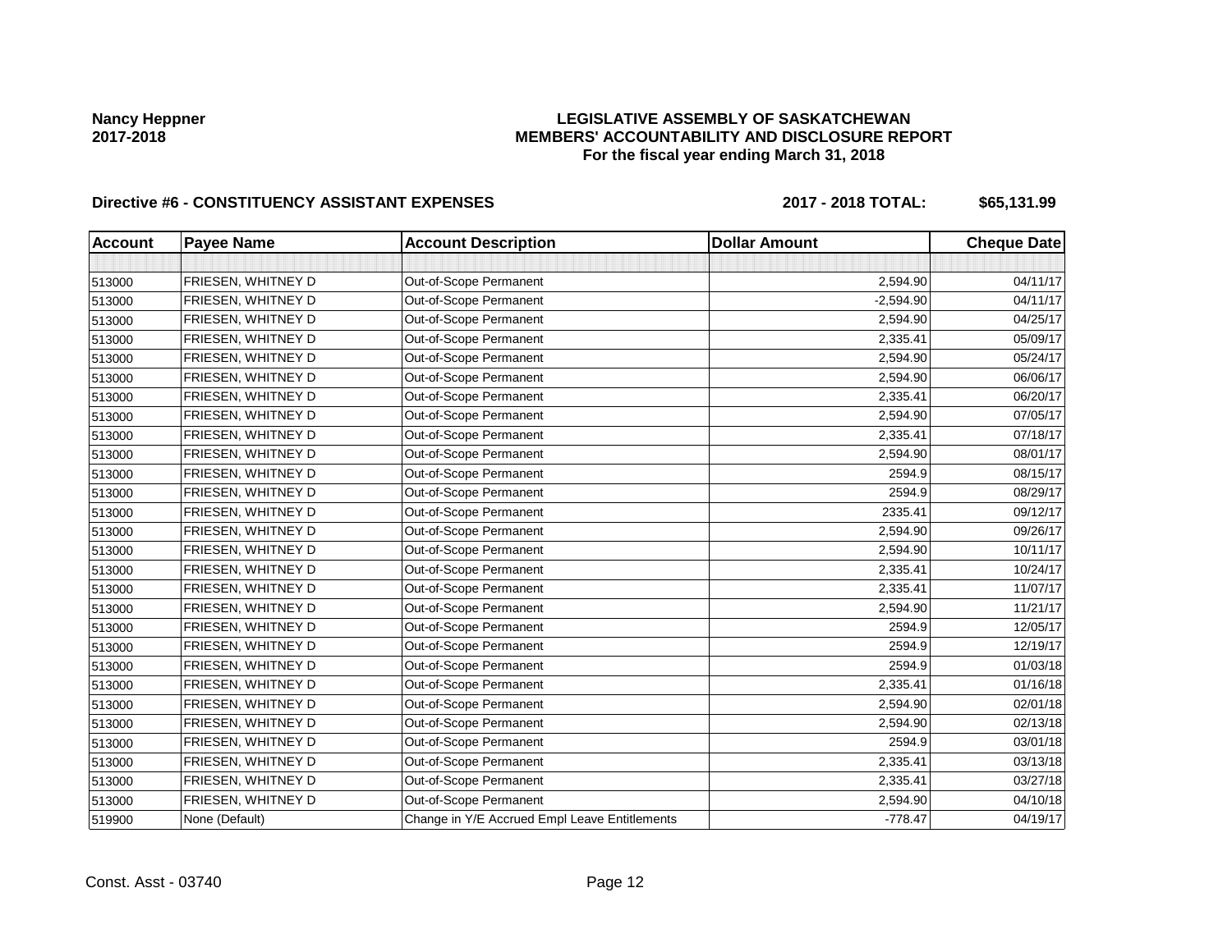**Nancy Heppner**
**2017-2018**

# LEGISLATIVE ASSEMBLY OF SASKATCHEWAN
## MEMBERS' ACCOUNTABILITY AND DISCLOSURE REPORT
### For the fiscal year ending March 31, 2018

**Directive #6 - CONSTITUENCY ASSISTANT EXPENSES** **2017 - 2018 TOTAL: $65,131.99**

| Account | Payee Name | Account Description | Dollar Amount | Cheque Date |
|---|---|---|---|---|
| | | | | |
| 513000 | FRIESEN, WHITNEY D | Out-of-Scope Permanent | 2,594.90 | 04/11/17 |
| 513000 | FRIESEN, WHITNEY D | Out-of-Scope Permanent | -2,594.90 | 04/11/17 |
| 513000 | FRIESEN, WHITNEY D | Out-of-Scope Permanent | 2,594.90 | 04/25/17 |
| 513000 | FRIESEN, WHITNEY D | Out-of-Scope Permanent | 2,335.41 | 05/09/17 |
| 513000 | FRIESEN, WHITNEY D | Out-of-Scope Permanent | 2,594.90 | 05/24/17 |
| 513000 | FRIESEN, WHITNEY D | Out-of-Scope Permanent | 2,594.90 | 06/06/17 |
| 513000 | FRIESEN, WHITNEY D | Out-of-Scope Permanent | 2,335.41 | 06/20/17 |
| 513000 | FRIESEN, WHITNEY D | Out-of-Scope Permanent | 2,594.90 | 07/05/17 |
| 513000 | FRIESEN, WHITNEY D | Out-of-Scope Permanent | 2,335.41 | 07/18/17 |
| 513000 | FRIESEN, WHITNEY D | Out-of-Scope Permanent | 2,594.90 | 08/01/17 |
| 513000 | FRIESEN, WHITNEY D | Out-of-Scope Permanent | 2594.9 | 08/15/17 |
| 513000 | FRIESEN, WHITNEY D | Out-of-Scope Permanent | 2594.9 | 08/29/17 |
| 513000 | FRIESEN, WHITNEY D | Out-of-Scope Permanent | 2335.41 | 09/12/17 |
| 513000 | FRIESEN, WHITNEY D | Out-of-Scope Permanent | 2,594.90 | 09/26/17 |
| 513000 | FRIESEN, WHITNEY D | Out-of-Scope Permanent | 2,594.90 | 10/11/17 |
| 513000 | FRIESEN, WHITNEY D | Out-of-Scope Permanent | 2,335.41 | 10/24/17 |
| 513000 | FRIESEN, WHITNEY D | Out-of-Scope Permanent | 2,335.41 | 11/07/17 |
| 513000 | FRIESEN, WHITNEY D | Out-of-Scope Permanent | 2,594.90 | 11/21/17 |
| 513000 | FRIESEN, WHITNEY D | Out-of-Scope Permanent | 2594.9 | 12/05/17 |
| 513000 | FRIESEN, WHITNEY D | Out-of-Scope Permanent | 2594.9 | 12/19/17 |
| 513000 | FRIESEN, WHITNEY D | Out-of-Scope Permanent | 2594.9 | 01/03/18 |
| 513000 | FRIESEN, WHITNEY D | Out-of-Scope Permanent | 2,335.41 | 01/16/18 |
| 513000 | FRIESEN, WHITNEY D | Out-of-Scope Permanent | 2,594.90 | 02/01/18 |
| 513000 | FRIESEN, WHITNEY D | Out-of-Scope Permanent | 2,594.90 | 02/13/18 |
| 513000 | FRIESEN, WHITNEY D | Out-of-Scope Permanent | 2594.9 | 03/01/18 |
| 513000 | FRIESEN, WHITNEY D | Out-of-Scope Permanent | 2,335.41 | 03/13/18 |
| 513000 | FRIESEN, WHITNEY D | Out-of-Scope Permanent | 2,335.41 | 03/27/18 |
| 513000 | FRIESEN, WHITNEY D | Out-of-Scope Permanent | 2,594.90 | 04/10/18 |
| 519900 | None (Default) | Change in Y/E Accrued Empl Leave Entitlements | -778.47 | 04/19/17 |

Const. Asst - 03740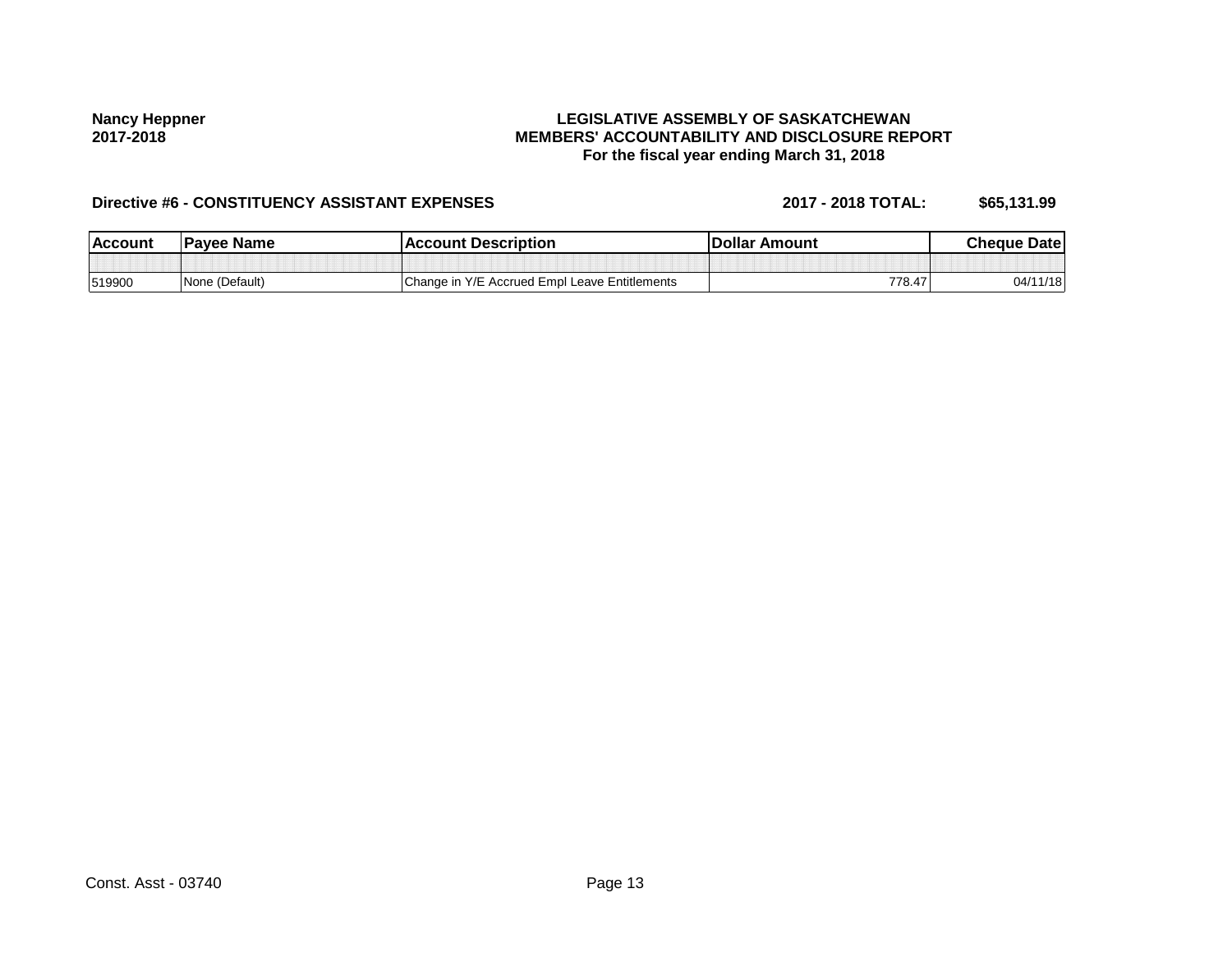**Nancy Heppner**
**2017-2018**

**LEGISLATIVE ASSEMBLY OF SASKATCHEWAN**
**MEMBERS' ACCOUNTABILITY AND DISCLOSURE REPORT**
**For the fiscal year ending March 31, 2018**

**Directive #6 - CONSTITUENCY ASSISTANT EXPENSES** **2017 - 2018 TOTAL: $65,131.99**

| Account | Payee Name | Account Description | Dollar Amount | Cheque Date |
|---|---|---|---|---|
| | | | | |
| 519900 | None (Default) | Change in Y/E Accrued Empl Leave Entitlements | 778.47 | 04/11/18 |

Const. Asst - 03740